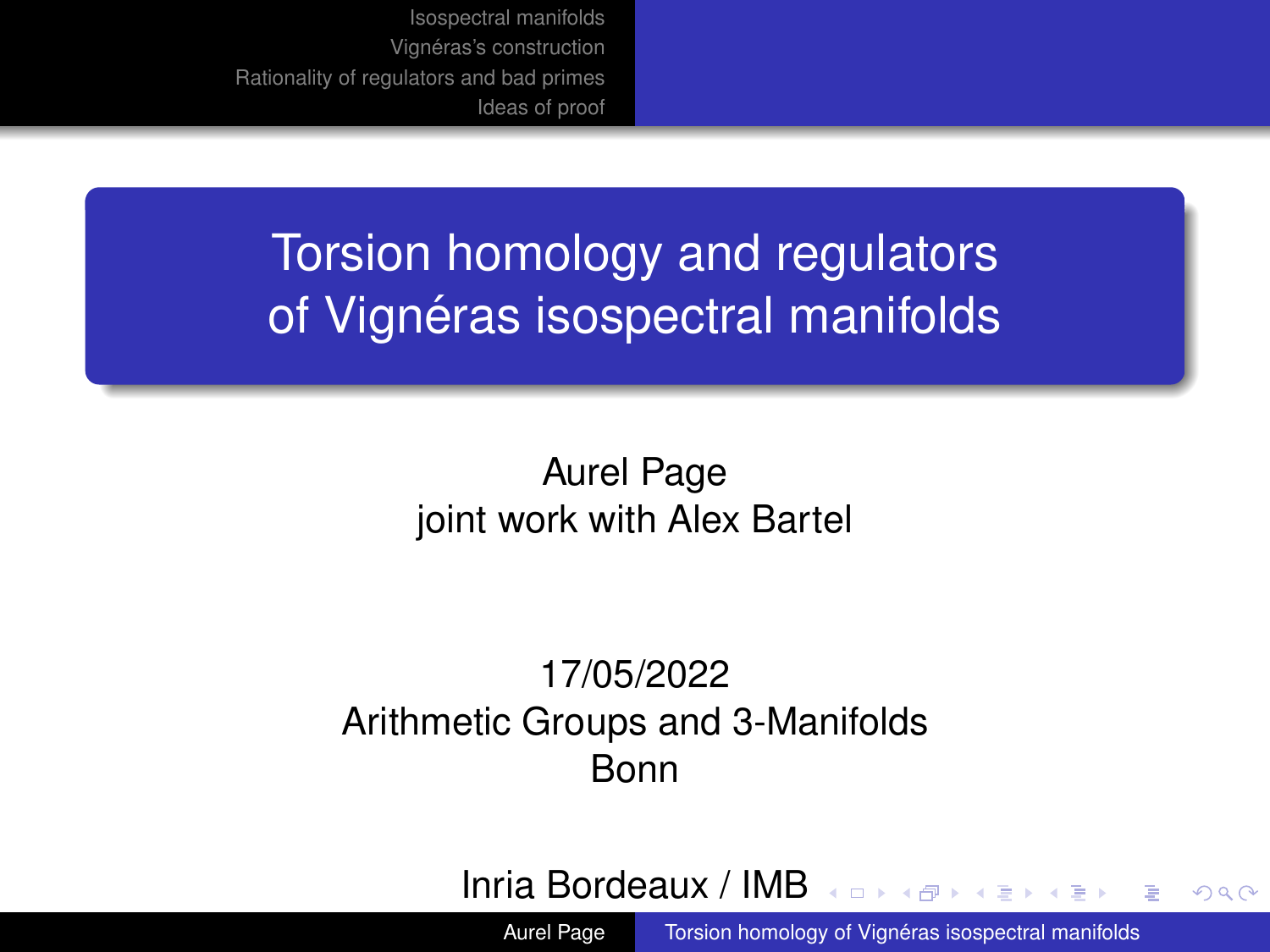# Torsion homology and regulators of Vignéras isospectral manifolds

Aurel Page
joint work with Alex Bartel

17/05/2022
Arithmetic Groups and 3-Manifolds
Bonn

Inria Bordeaux / IMB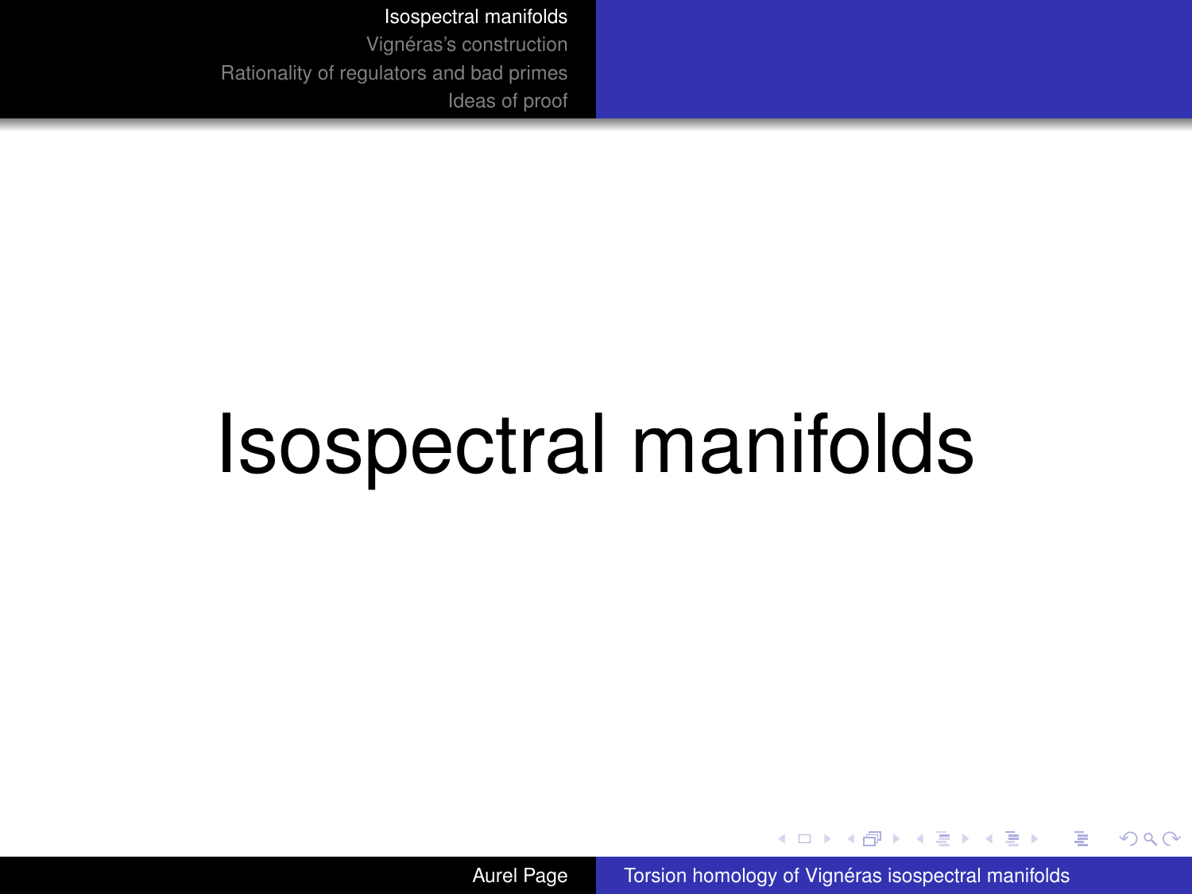# Isospectral manifolds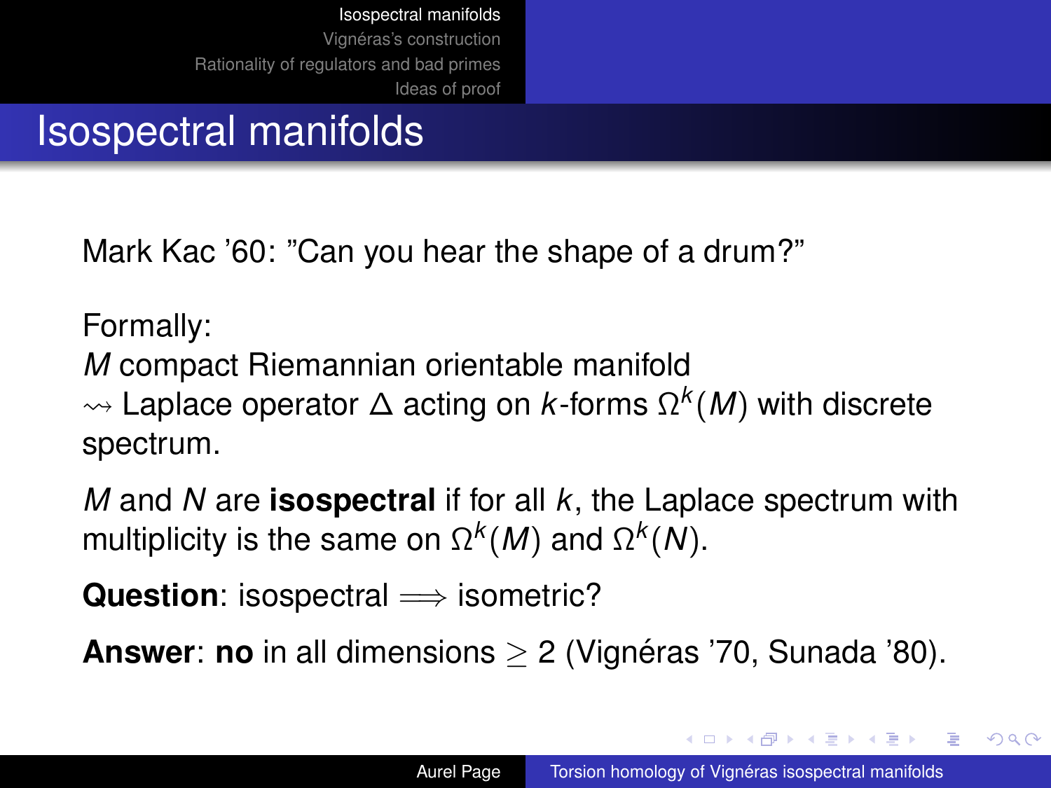# Isospectral manifolds

Mark Kac '60: "Can you hear the shape of a drum?"

Formally:
$M$ compact Riemannian orientable manifold
$\rightsquigarrow$ Laplace operator $\Delta$ acting on $k$-forms $\Omega^k(M)$ with discrete spectrum.

$M$ and $N$ are **isospectral** if for all $k$, the Laplace spectrum with multiplicity is the same on $\Omega^k(M)$ and $\Omega^k(N)$.

**Question**: isospectral $\implies$ isometric?

**Answer**: **no** in all dimensions $\geq 2$ (Vignéras '70, Sunada '80).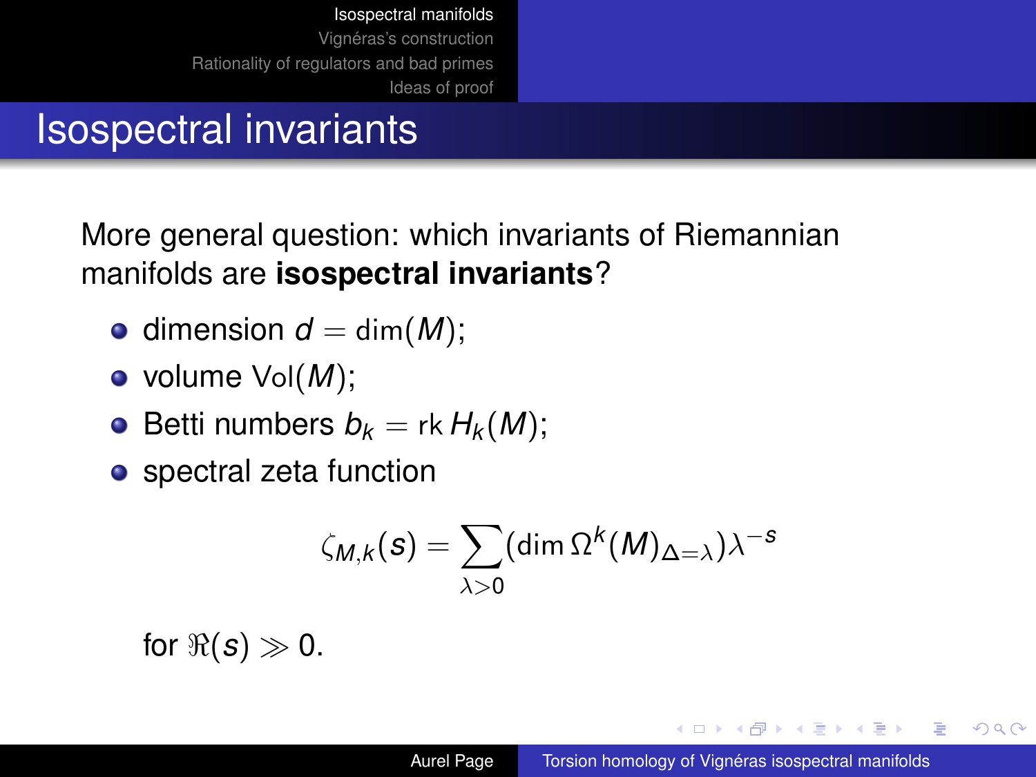# Isospectral invariants

More general question: which invariants of Riemannian manifolds are **isospectral invariants**?

- dimension $d = \dim(M)$;
- volume $\mathrm{Vol}(M)$;
- Betti numbers $b_k = \mathrm{rk}\, H_k(M)$;
- spectral zeta function

$$\zeta_{M,k}(s) = \sum_{\lambda>0} (\dim \Omega^k(M)_{\Delta=\lambda})\lambda^{-s}$$

  for $\Re(s) \gg 0$.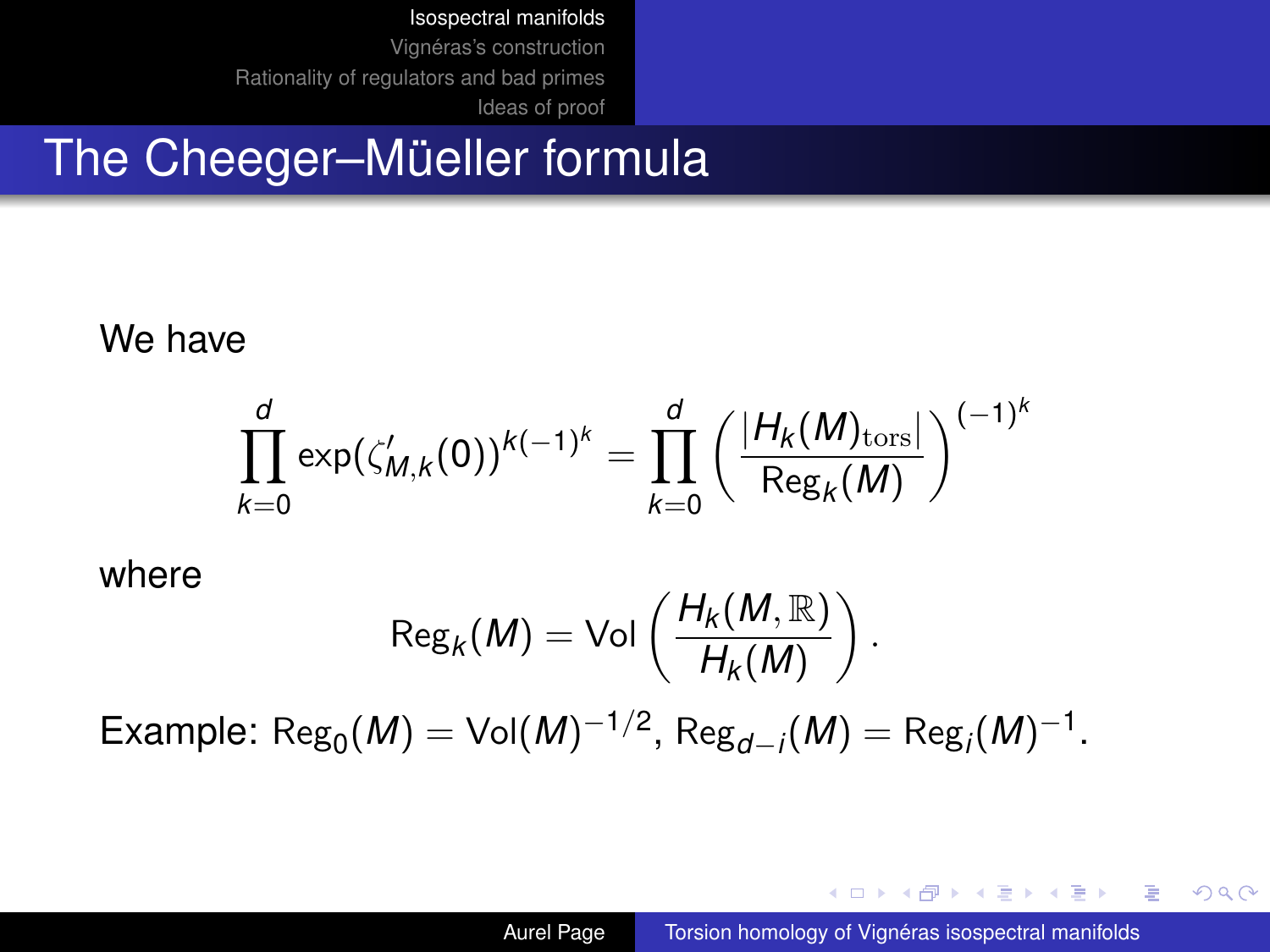# The Cheeger–Müeller formula

We have

$$\prod_{k=0}^{d} \exp(\zeta'_{M,k}(0))^{k(-1)^k} = \prod_{k=0}^{d} \left( \frac{|H_k(M)_{\mathrm{tors}}|}{\mathrm{Reg}_k(M)} \right)^{(-1)^k}$$

where

$$\mathrm{Reg}_k(M) = \mathrm{Vol}\left( \frac{H_k(M,\mathbb{R})}{H_k(M)} \right).$$

Example: $\mathrm{Reg}_0(M) = \mathrm{Vol}(M)^{-1/2}$, $\mathrm{Reg}_{d-i}(M) = \mathrm{Reg}_i(M)^{-1}$.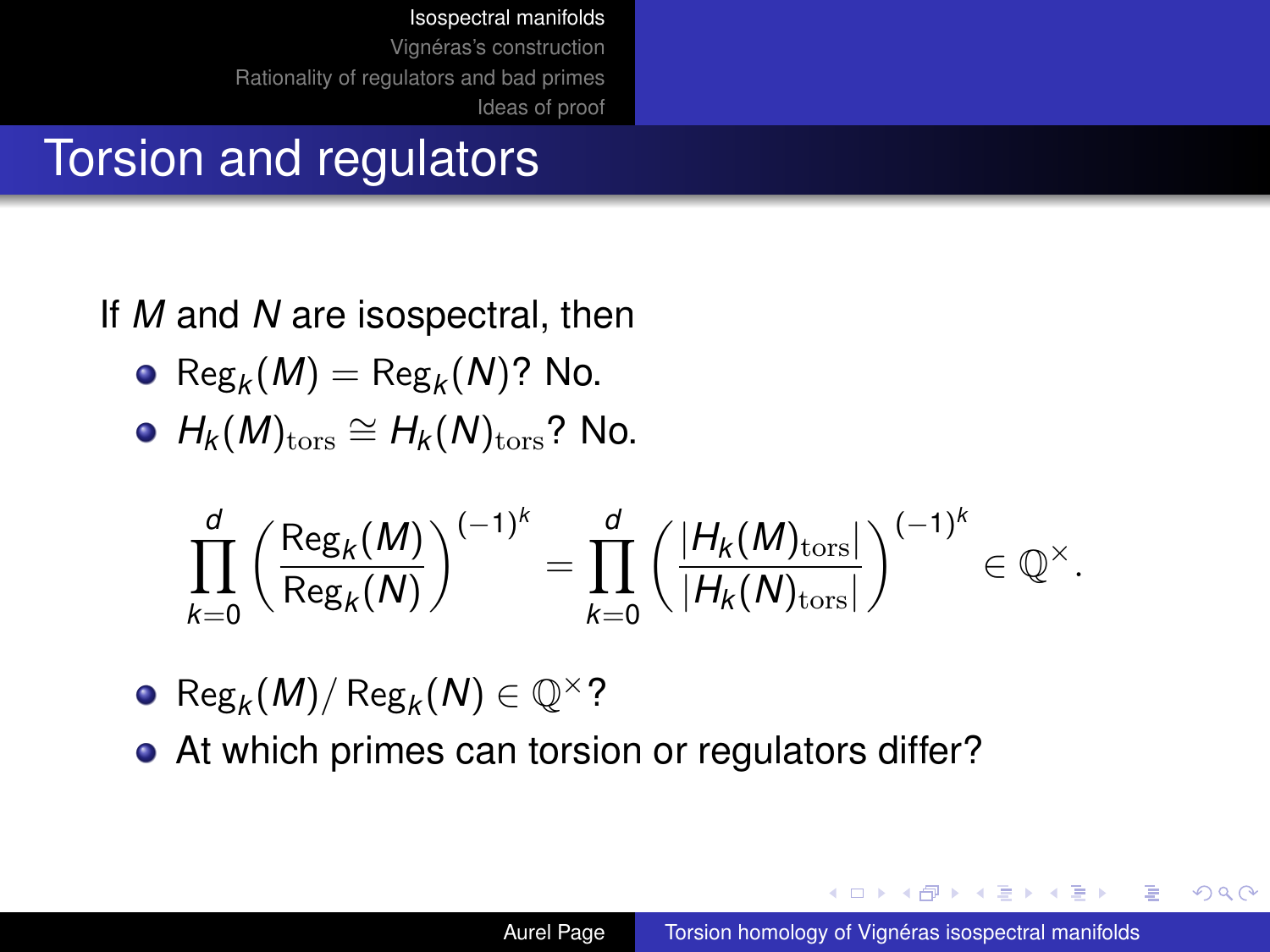# Torsion and regulators

If $M$ and $N$ are isospectral, then

- $\mathrm{Reg}_k(M) = \mathrm{Reg}_k(N)$? No.
- $H_k(M)_{\mathrm{tors}} \cong H_k(N)_{\mathrm{tors}}$? No.

$$\prod_{k=0}^{d} \left( \frac{\mathrm{Reg}_k(M)}{\mathrm{Reg}_k(N)} \right)^{(-1)^k} = \prod_{k=0}^{d} \left( \frac{|H_k(M)_{\mathrm{tors}}|}{|H_k(N)_{\mathrm{tors}}|} \right)^{(-1)^k} \in \mathbb{Q}^\times.$$

- $\mathrm{Reg}_k(M) / \mathrm{Reg}_k(N) \in \mathbb{Q}^\times$?
- At which primes can torsion or regulators differ?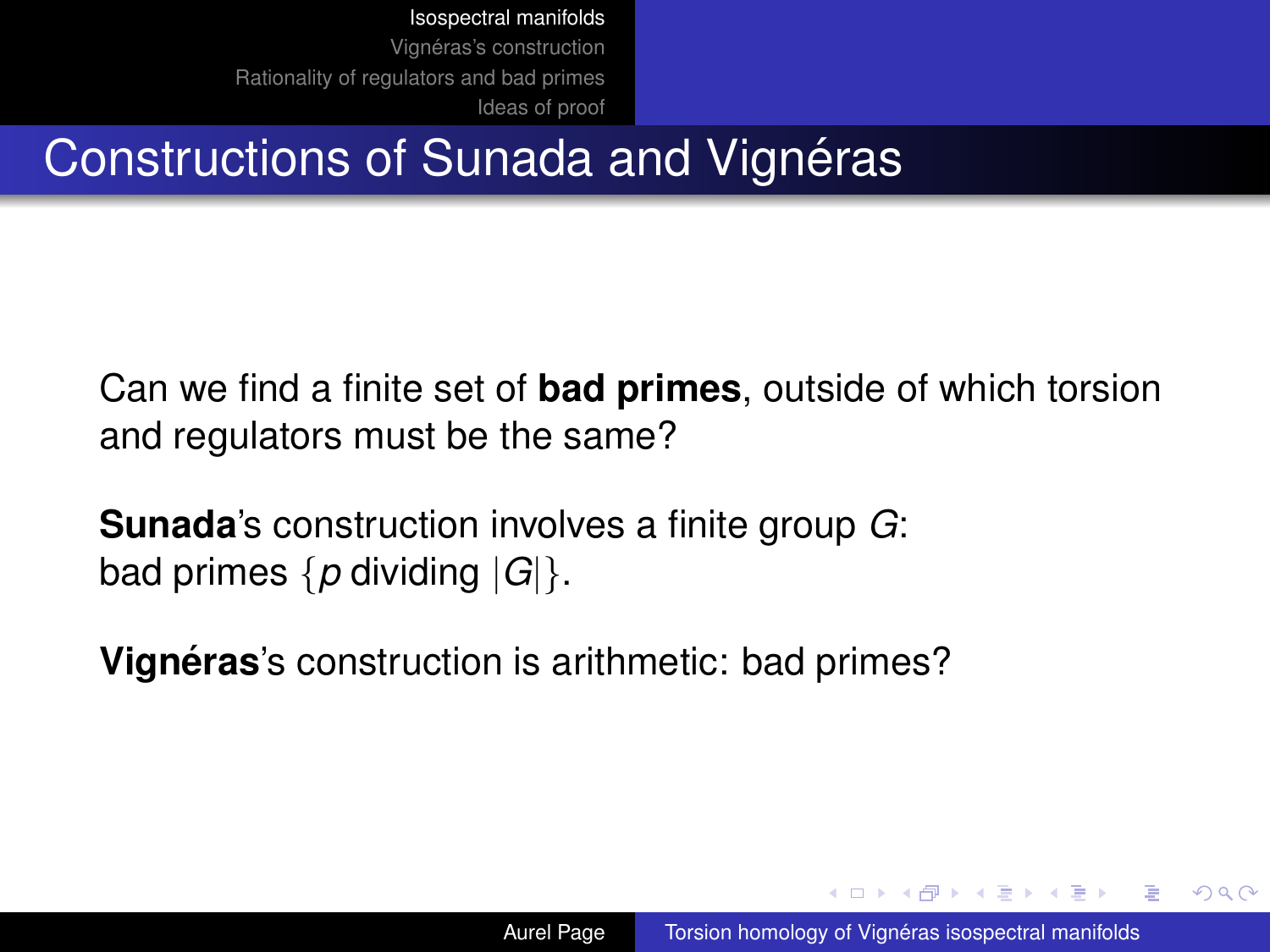# Constructions of Sunada and Vignéras

Can we find a finite set of **bad primes**, outside of which torsion and regulators must be the same?

**Sunada**'s construction involves a finite group $G$:
bad primes $\{p \text{ dividing } |G|\}$.

**Vignéras**'s construction is arithmetic: bad primes?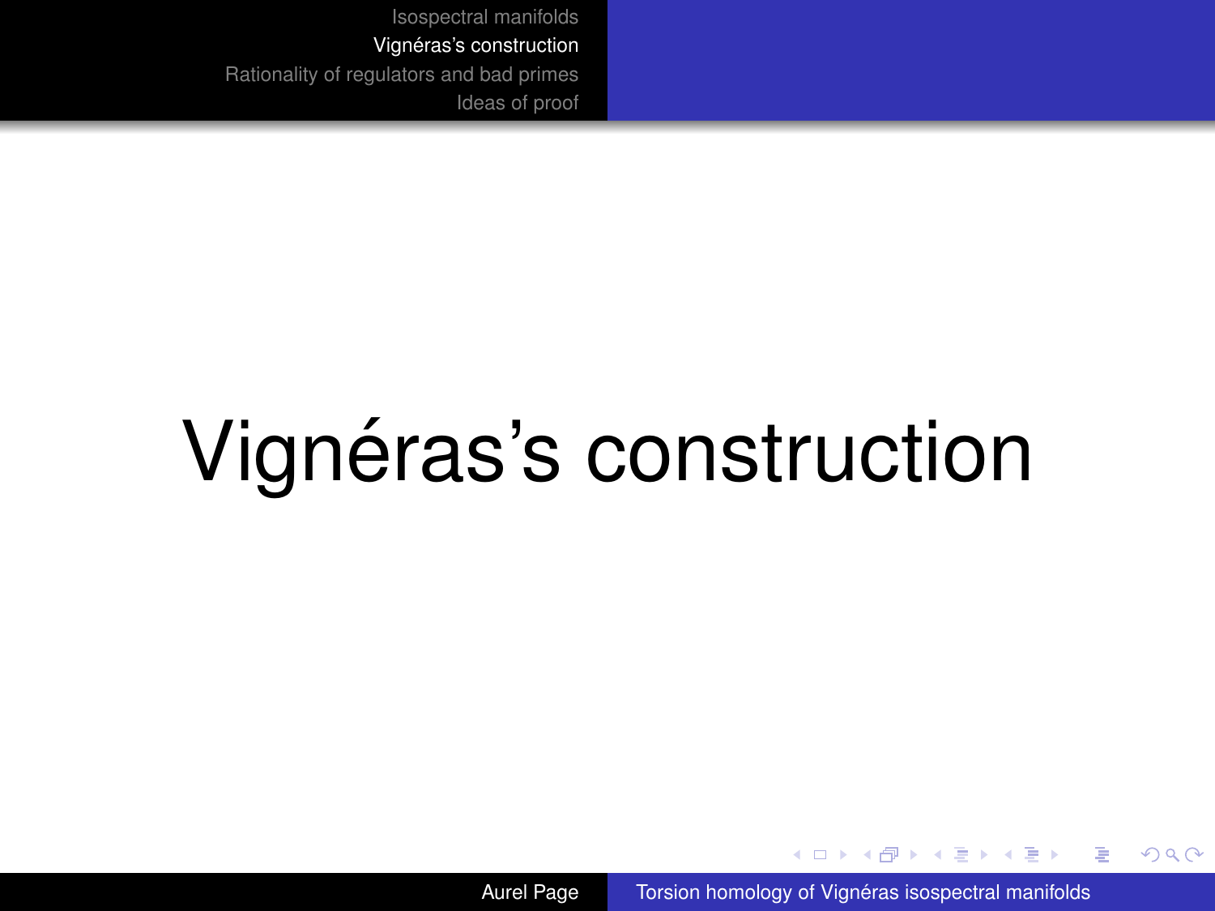# Vignéras's construction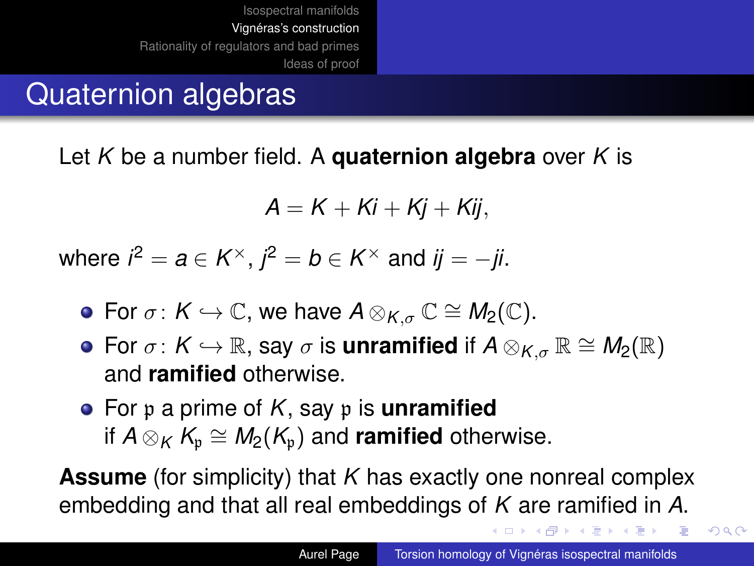# Quaternion algebras

Let $K$ be a number field. A **quaternion algebra** over $K$ is

$$A = K + Ki + Kj + Kij,$$

where $i^2 = a \in K^\times$, $j^2 = b \in K^\times$ and $ij = -ji$.

- For $\sigma \colon K \hookrightarrow \mathbb{C}$, we have $A \otimes_{K,\sigma} \mathbb{C} \cong M_2(\mathbb{C})$.
- For $\sigma \colon K \hookrightarrow \mathbb{R}$, say $\sigma$ is **unramified** if $A \otimes_{K,\sigma} \mathbb{R} \cong M_2(\mathbb{R})$ and **ramified** otherwise.
- For $\mathfrak{p}$ a prime of $K$, say $\mathfrak{p}$ is **unramified** if $A \otimes_K K_\mathfrak{p} \cong M_2(K_\mathfrak{p})$ and **ramified** otherwise.

**Assume** (for simplicity) that $K$ has exactly one nonreal complex embedding and that all real embeddings of $K$ are ramified in $A$.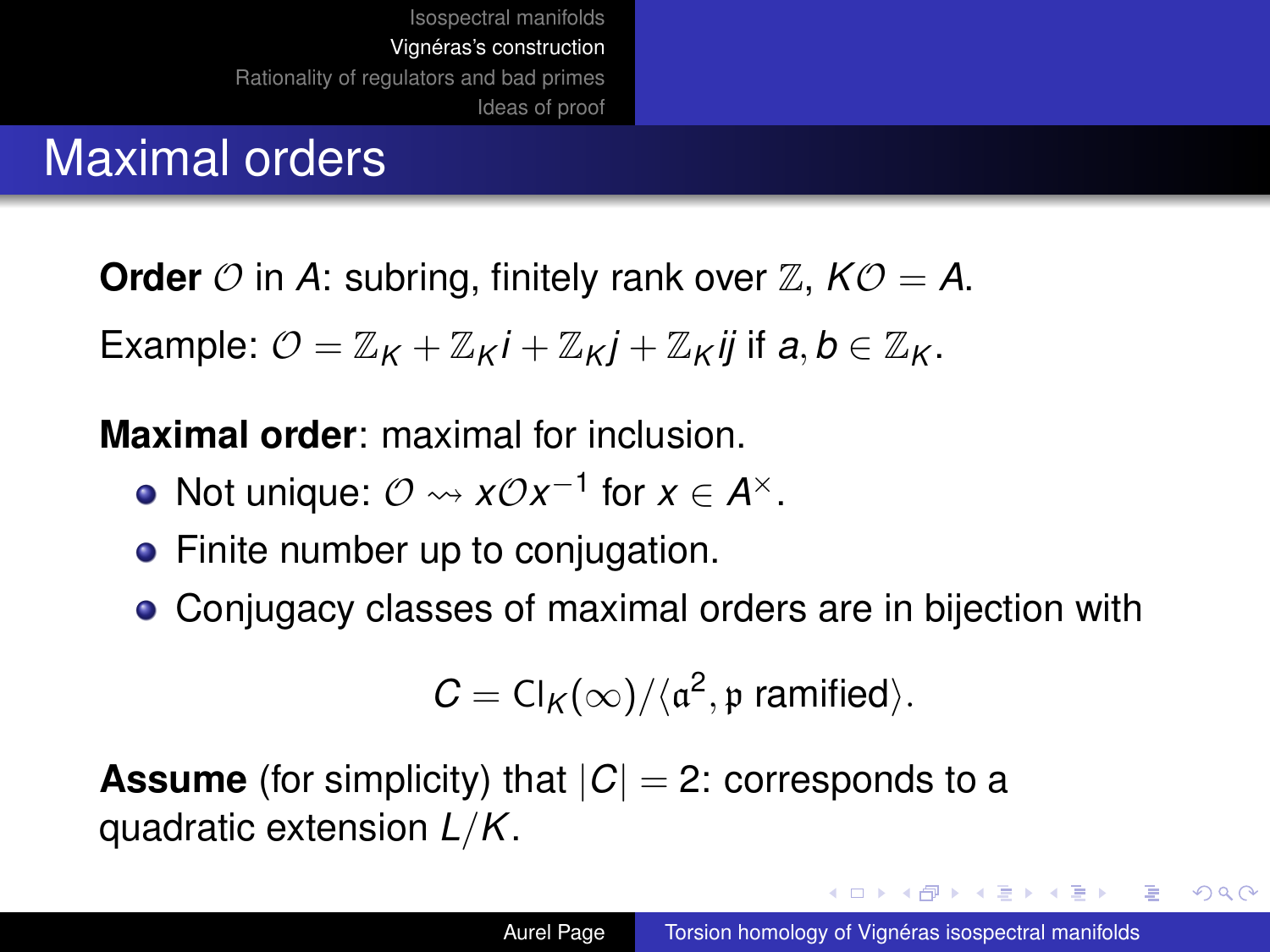# Maximal orders

**Order** $\mathcal{O}$ in $A$: subring, finitely rank over $\mathbb{Z}$, $K\mathcal{O} = A$.

Example: $\mathcal{O} = \mathbb{Z}_K + \mathbb{Z}_K i + \mathbb{Z}_K j + \mathbb{Z}_K ij$ if $a, b \in \mathbb{Z}_K$.

**Maximal order**: maximal for inclusion.

- Not unique: $\mathcal{O} \rightsquigarrow x\mathcal{O}x^{-1}$ for $x \in A^\times$.
- Finite number up to conjugation.
- Conjugacy classes of maximal orders are in bijection with

$$C = \mathrm{Cl}_K(\infty)/\langle \mathfrak{a}^2, \mathfrak{p} \text{ ramified} \rangle.$$

**Assume** (for simplicity) that $|C| = 2$: corresponds to a quadratic extension $L/K$.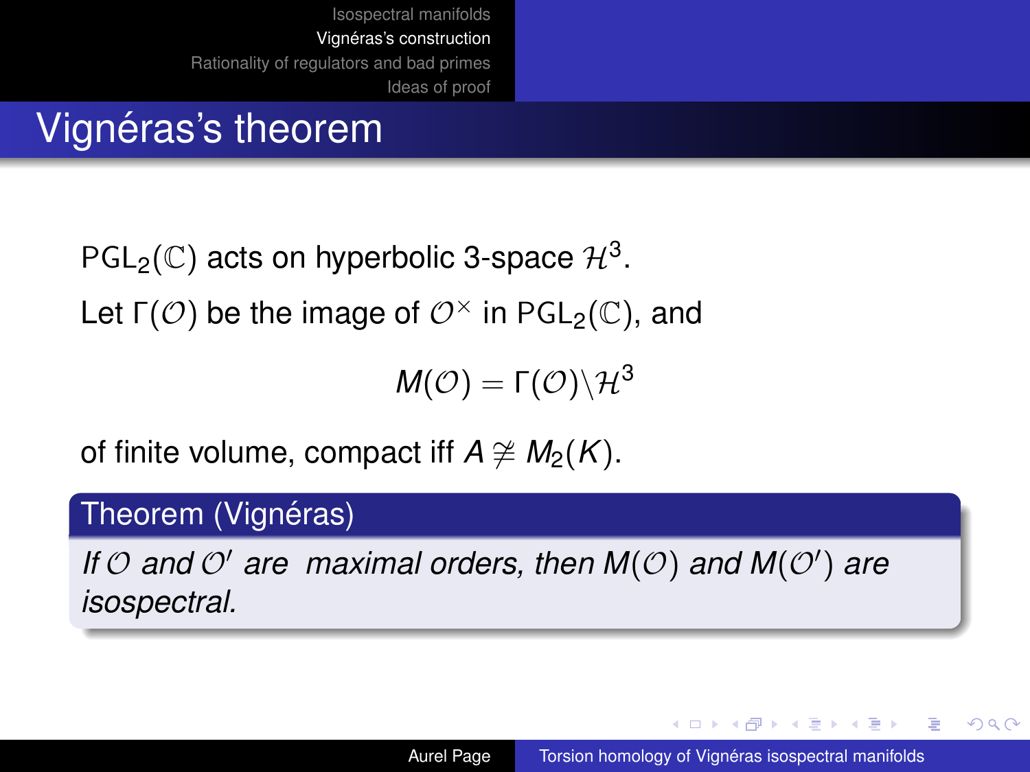# Vignéras's theorem

$\mathrm{PGL}_2(\mathbb{C})$ acts on hyperbolic 3-space $\mathcal{H}^3$.

Let $\Gamma(\mathcal{O})$ be the image of $\mathcal{O}^\times$ in $\mathrm{PGL}_2(\mathbb{C})$, and

$$M(\mathcal{O}) = \Gamma(\mathcal{O})\backslash\mathcal{H}^3$$

of finite volume, compact iff $A \not\cong M_2(K)$.

**Theorem (Vignéras)**

*If $\mathcal{O}$ and $\mathcal{O}'$ are maximal orders, then $M(\mathcal{O})$ and $M(\mathcal{O}')$ are isospectral.*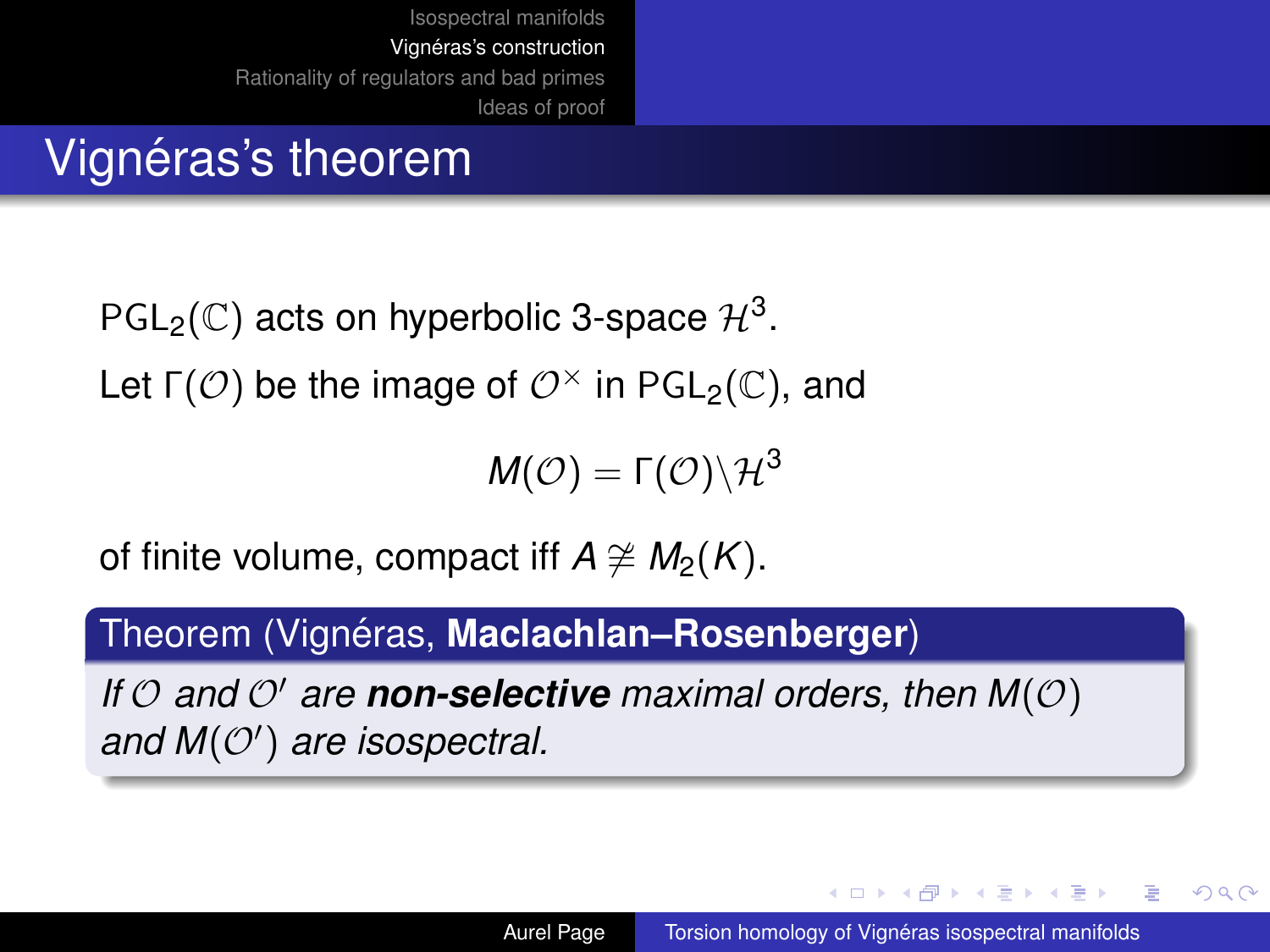# Vignéras's theorem

$\mathrm{PGL}_2(\mathbb{C})$ acts on hyperbolic 3-space $\mathcal{H}^3$.

Let $\Gamma(\mathcal{O})$ be the image of $\mathcal{O}^\times$ in $\mathrm{PGL}_2(\mathbb{C})$, and

$$M(\mathcal{O}) = \Gamma(\mathcal{O})\backslash\mathcal{H}^3$$

of finite volume, compact iff $A \not\cong M_2(K)$.

**Theorem (Vignéras, Maclachlan–Rosenberger)**

*If $\mathcal{O}$ and $\mathcal{O}'$ are **non-selective** maximal orders, then $M(\mathcal{O})$ and $M(\mathcal{O}')$ are isospectral.*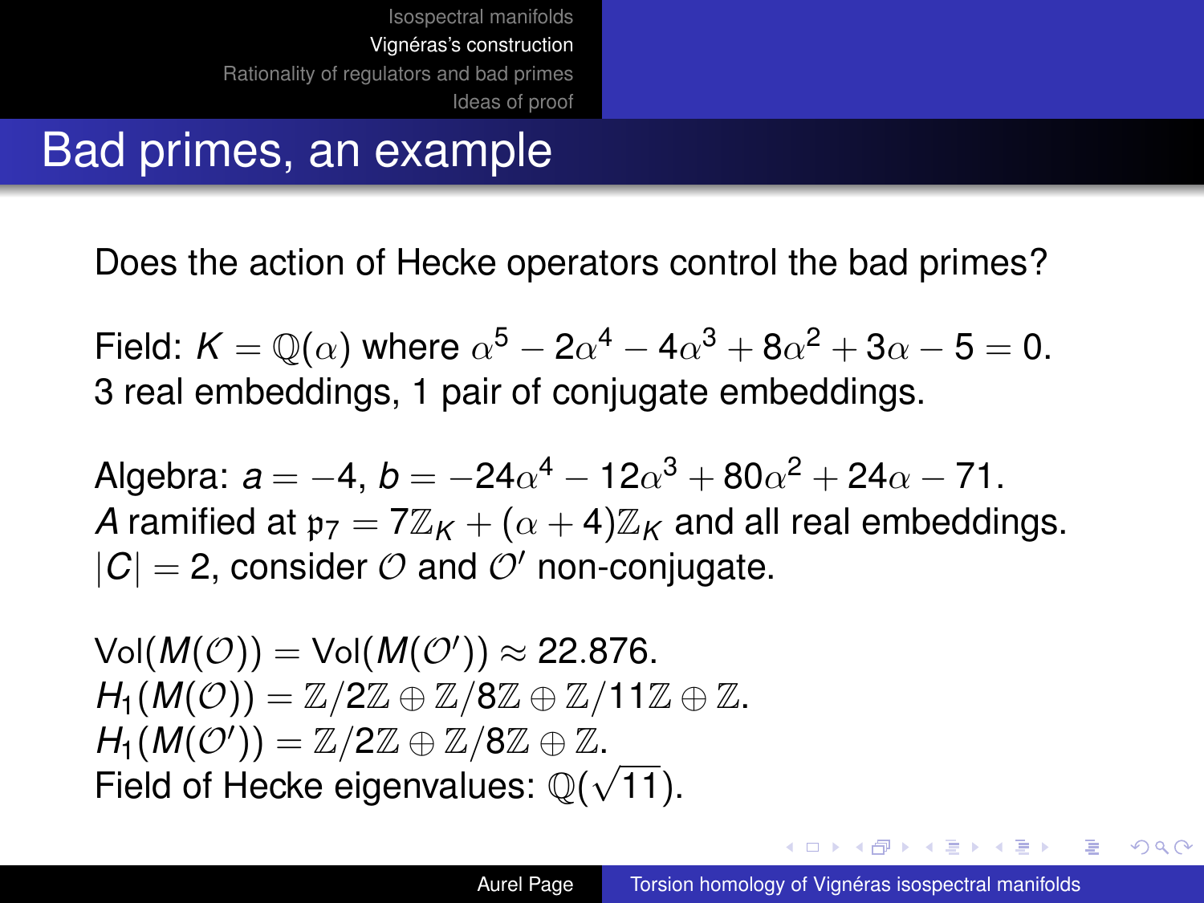# Bad primes, an example

Does the action of Hecke operators control the bad primes?

Field: $K = \mathbb{Q}(\alpha)$ where $\alpha^5 - 2\alpha^4 - 4\alpha^3 + 8\alpha^2 + 3\alpha - 5 = 0$.
3 real embeddings, 1 pair of conjugate embeddings.

Algebra: $a = -4$, $b = -24\alpha^4 - 12\alpha^3 + 80\alpha^2 + 24\alpha - 71$.
$A$ ramified at $\mathfrak{p}_7 = 7\mathbb{Z}_K + (\alpha + 4)\mathbb{Z}_K$ and all real embeddings.
$|C| = 2$, consider $\mathcal{O}$ and $\mathcal{O}'$ non-conjugate.

$\mathrm{Vol}(M(\mathcal{O})) = \mathrm{Vol}(M(\mathcal{O}')) \approx 22.876$.
$H_1(M(\mathcal{O})) = \mathbb{Z}/2\mathbb{Z} \oplus \mathbb{Z}/8\mathbb{Z} \oplus \mathbb{Z}/11\mathbb{Z} \oplus \mathbb{Z}$.
$H_1(M(\mathcal{O}')) = \mathbb{Z}/2\mathbb{Z} \oplus \mathbb{Z}/8\mathbb{Z} \oplus \mathbb{Z}$.
Field of Hecke eigenvalues: $\mathbb{Q}(\sqrt{11})$.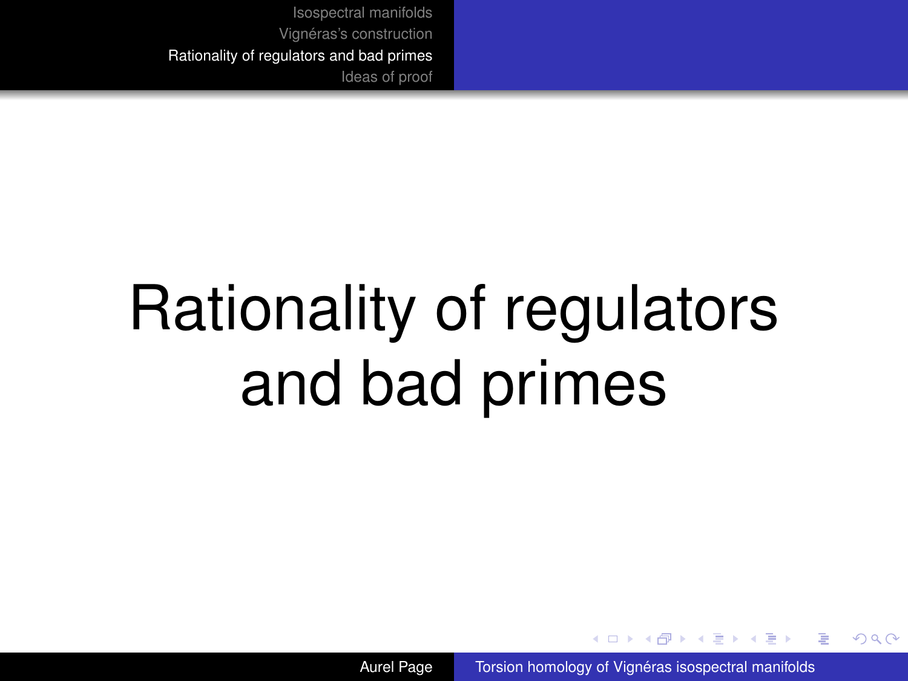# Rationality of regulators and bad primes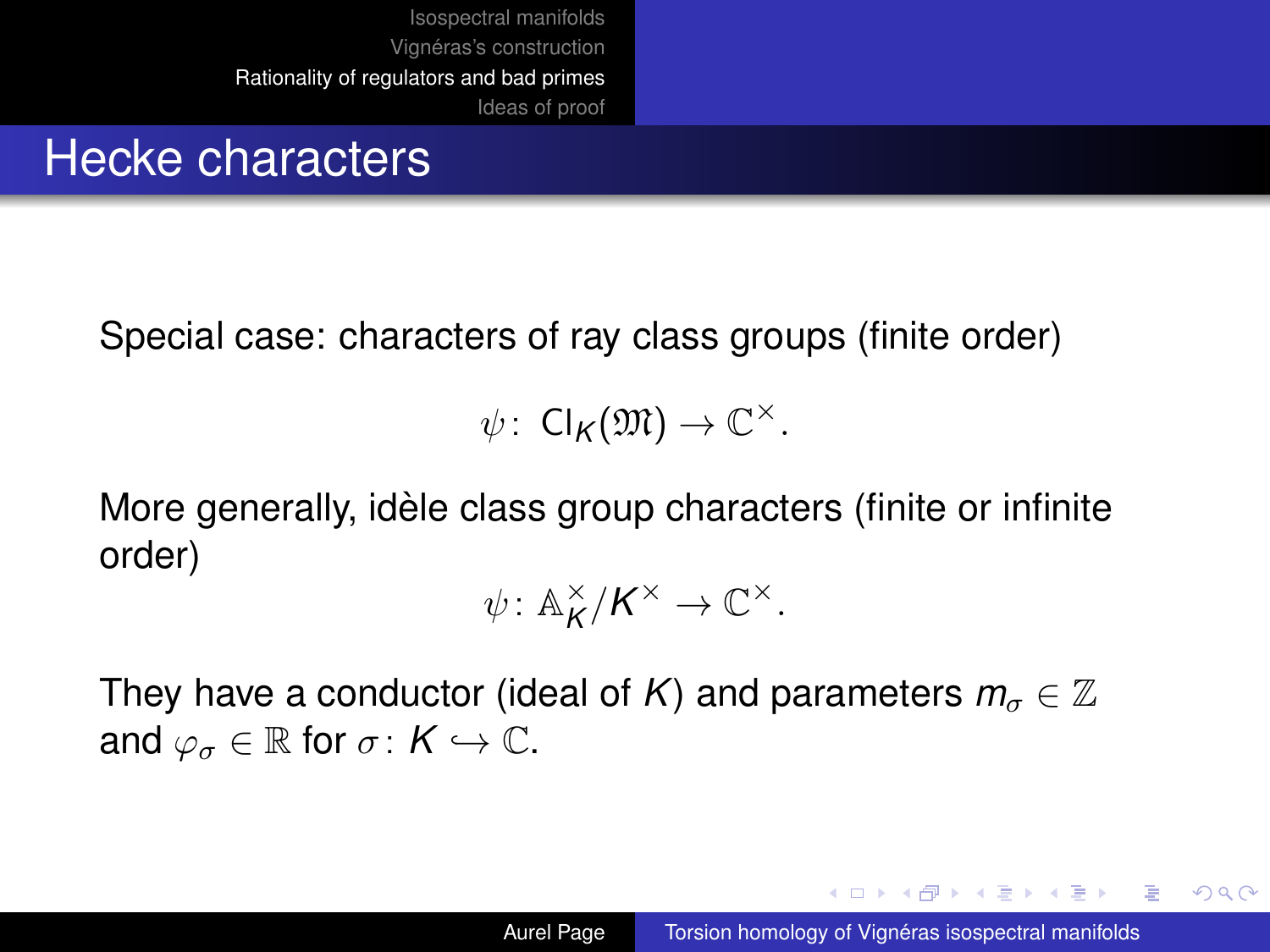# Hecke characters

Special case: characters of ray class groups (finite order)

$$\psi\colon \ \mathrm{Cl}_K(\mathfrak{M}) \to \mathbb{C}^\times.$$

More generally, idèle class group characters (finite or infinite order)

$$\psi\colon \mathbb{A}_K^\times / K^\times \to \mathbb{C}^\times.$$

They have a conductor (ideal of $K$) and parameters $m_\sigma \in \mathbb{Z}$ and $\varphi_\sigma \in \mathbb{R}$ for $\sigma\colon K \hookrightarrow \mathbb{C}$.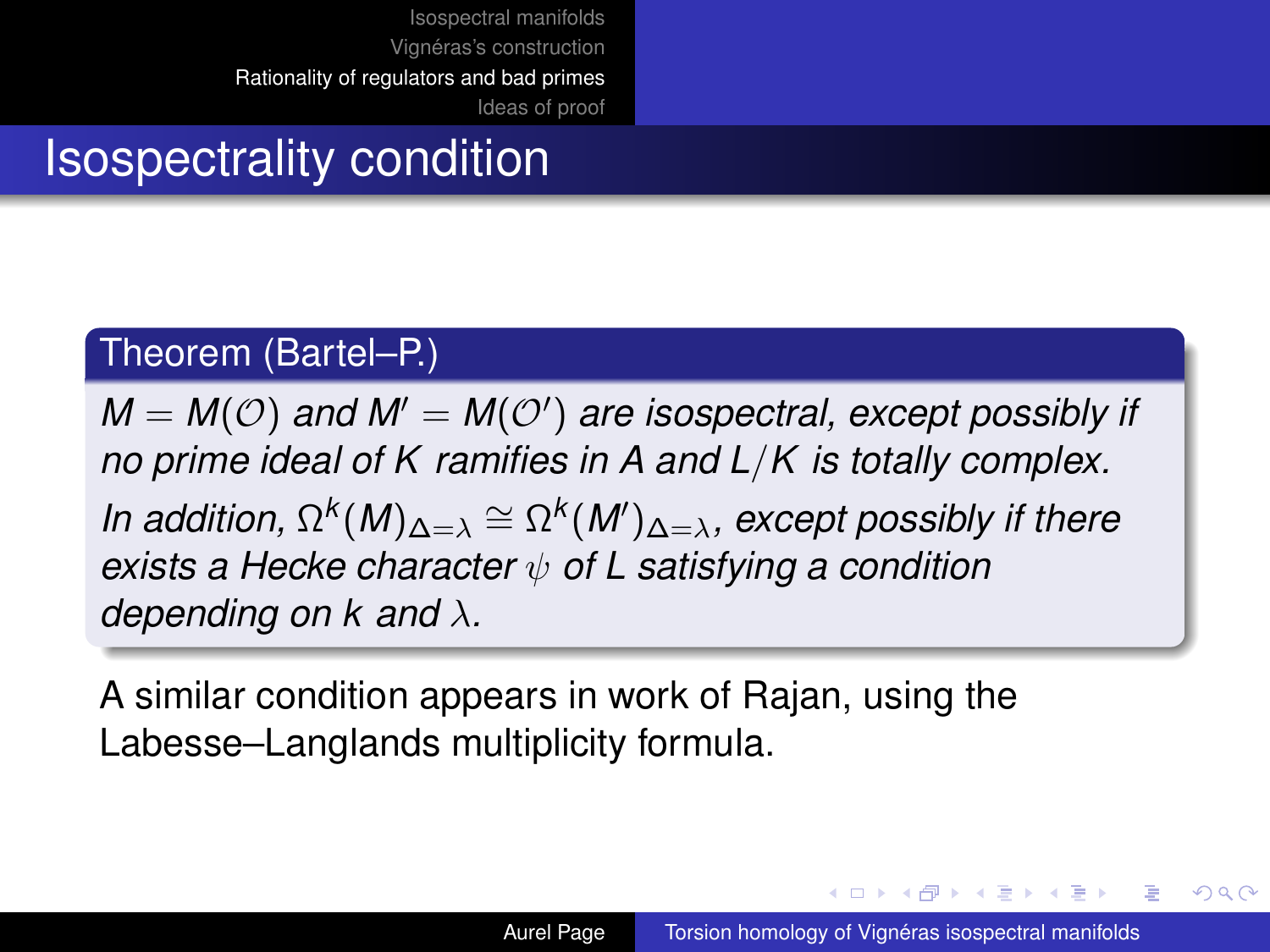# Isospectrality condition

**Theorem (Bartel–P.)**

*$M = M(\mathcal{O})$ and $M' = M(\mathcal{O}')$ are isospectral, except possibly if no prime ideal of $K$ ramifies in $A$ and $L/K$ is totally complex.*

*In addition, $\Omega^k(M)_{\Delta=\lambda} \cong \Omega^k(M')_{\Delta=\lambda}$, except possibly if there exists a Hecke character $\psi$ of $L$ satisfying a condition depending on $k$ and $\lambda$.*

A similar condition appears in work of Rajan, using the Labesse–Langlands multiplicity formula.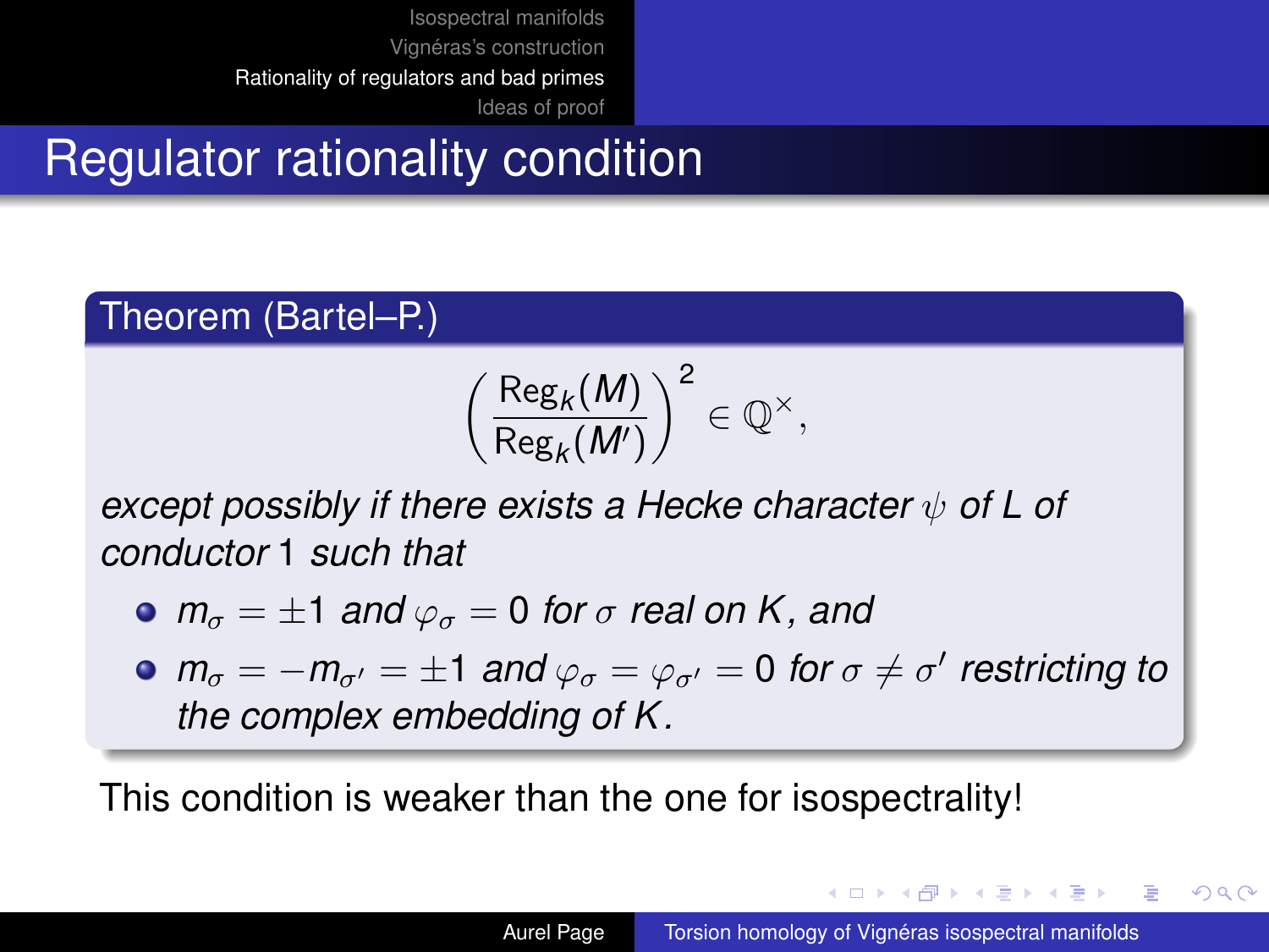# Regulator rationality condition

**Theorem (Bartel–P.)**

$$\left(\frac{\mathrm{Reg}_k(M)}{\mathrm{Reg}_k(M')}\right)^2 \in \mathbb{Q}^\times,$$

*except possibly if there exists a Hecke character $\psi$ of $L$ of conductor 1 such that*

- $m_\sigma = \pm 1$ *and* $\varphi_\sigma = 0$ *for* $\sigma$ *real on* $K$*, and*
- $m_\sigma = -m_{\sigma'} = \pm 1$ *and* $\varphi_\sigma = \varphi_{\sigma'} = 0$ *for* $\sigma \neq \sigma'$ *restricting to the complex embedding of* $K$*.*

This condition is weaker than the one for isospectrality!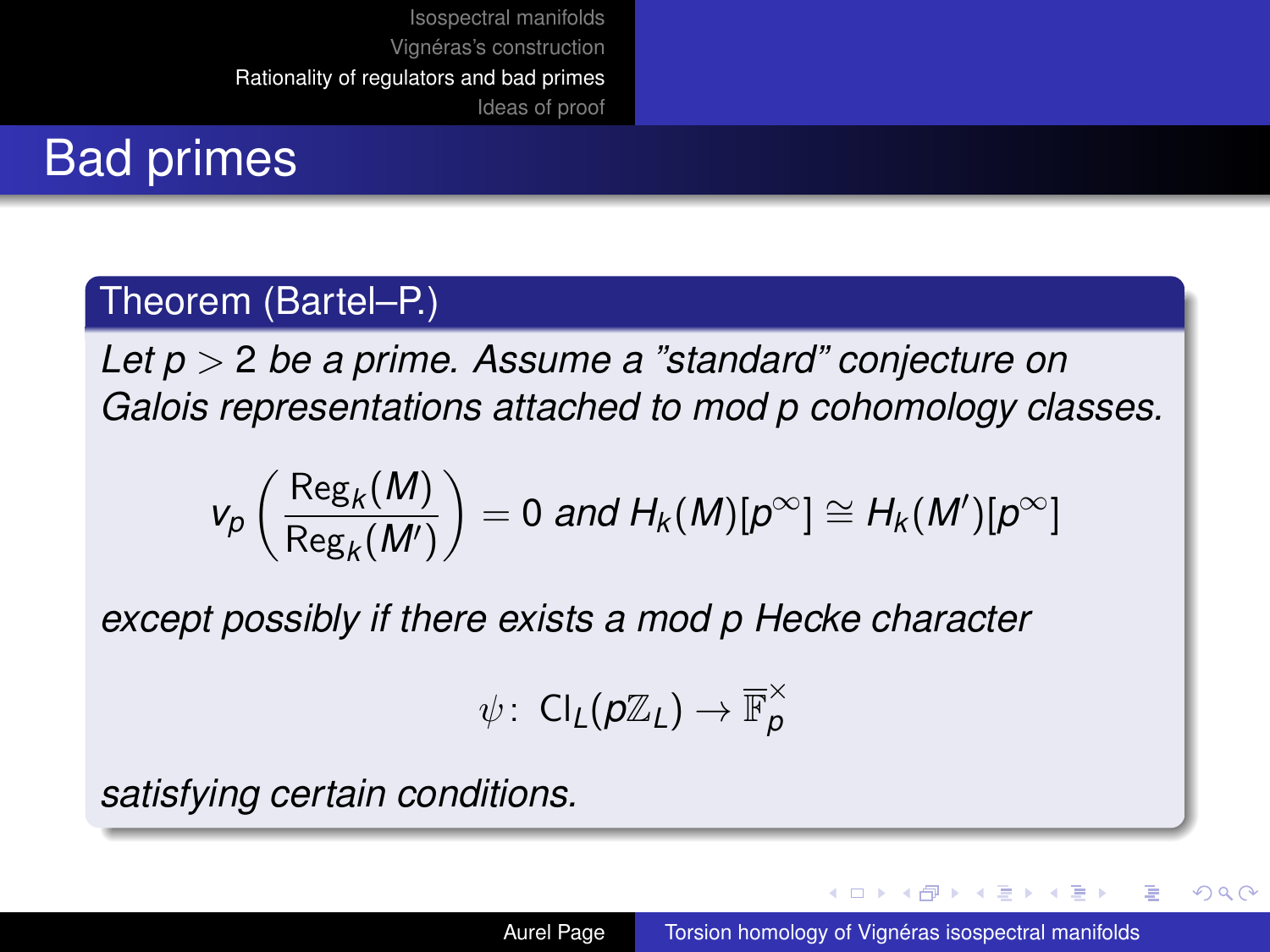# Bad primes

**Theorem (Bartel–P.)**

*Let $p > 2$ be a prime. Assume a "standard" conjecture on Galois representations attached to mod p cohomology classes.*

$$v_p\left(\frac{\mathrm{Reg}_k(M)}{\mathrm{Reg}_k(M')}\right) = 0 \text{ and } H_k(M)[p^\infty] \cong H_k(M')[p^\infty]$$

*except possibly if there exists a mod p Hecke character*

$$\psi\colon\ \mathrm{Cl}_L(p\mathbb{Z}_L) \to \overline{\mathbb{F}}_p^\times$$

*satisfying certain conditions.*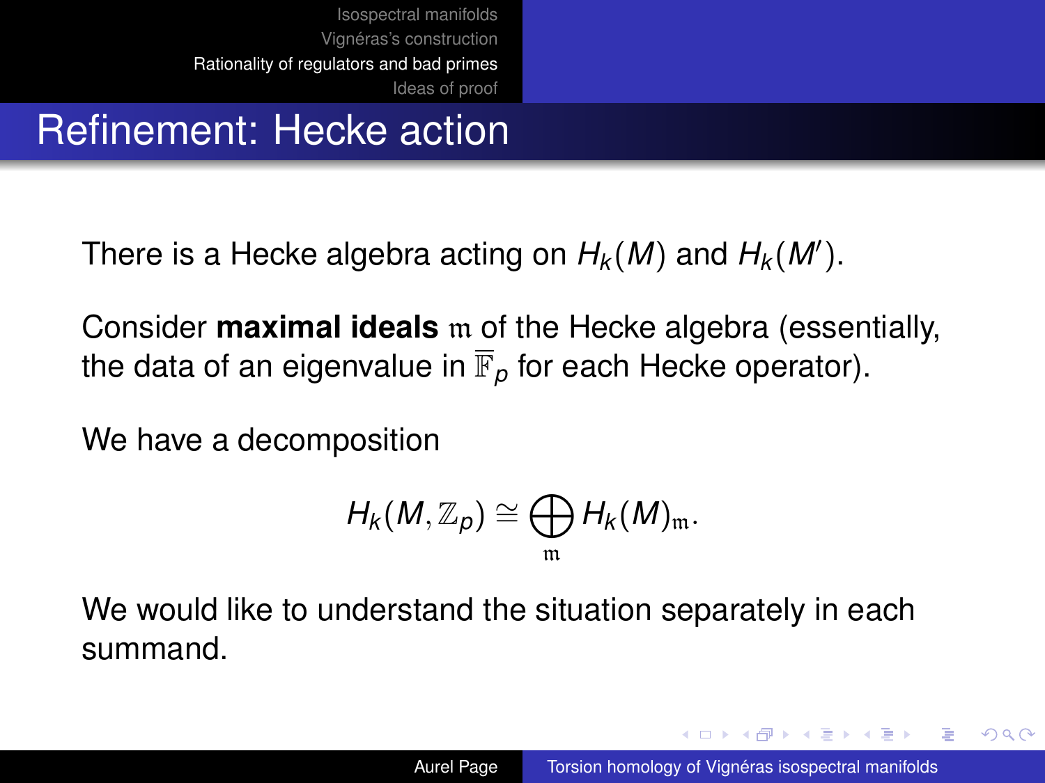# Refinement: Hecke action

There is a Hecke algebra acting on $H_k(M)$ and $H_k(M')$.

Consider **maximal ideals** $\mathfrak{m}$ of the Hecke algebra (essentially, the data of an eigenvalue in $\overline{\mathbb{F}}_p$ for each Hecke operator).

We have a decomposition

$$H_k(M, \mathbb{Z}_p) \cong \bigoplus_{\mathfrak{m}} H_k(M)_{\mathfrak{m}}.$$

We would like to understand the situation separately in each summand.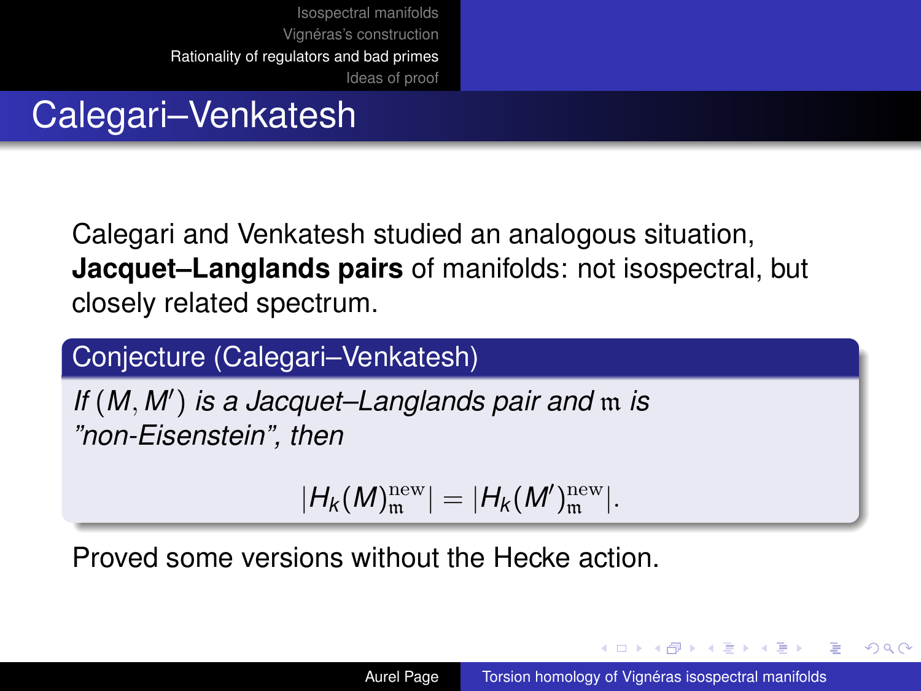# Calegari–Venkatesh

Calegari and Venkatesh studied an analogous situation, **Jacquet–Langlands pairs** of manifolds: not isospectral, but closely related spectrum.

**Conjecture (Calegari–Venkatesh)**

*If $(M, M')$ is a Jacquet–Langlands pair and $\mathfrak{m}$ is "non-Eisenstein", then*

$$|H_k(M)^{\mathrm{new}}_{\mathfrak{m}}| = |H_k(M')^{\mathrm{new}}_{\mathfrak{m}}|.$$

Proved some versions without the Hecke action.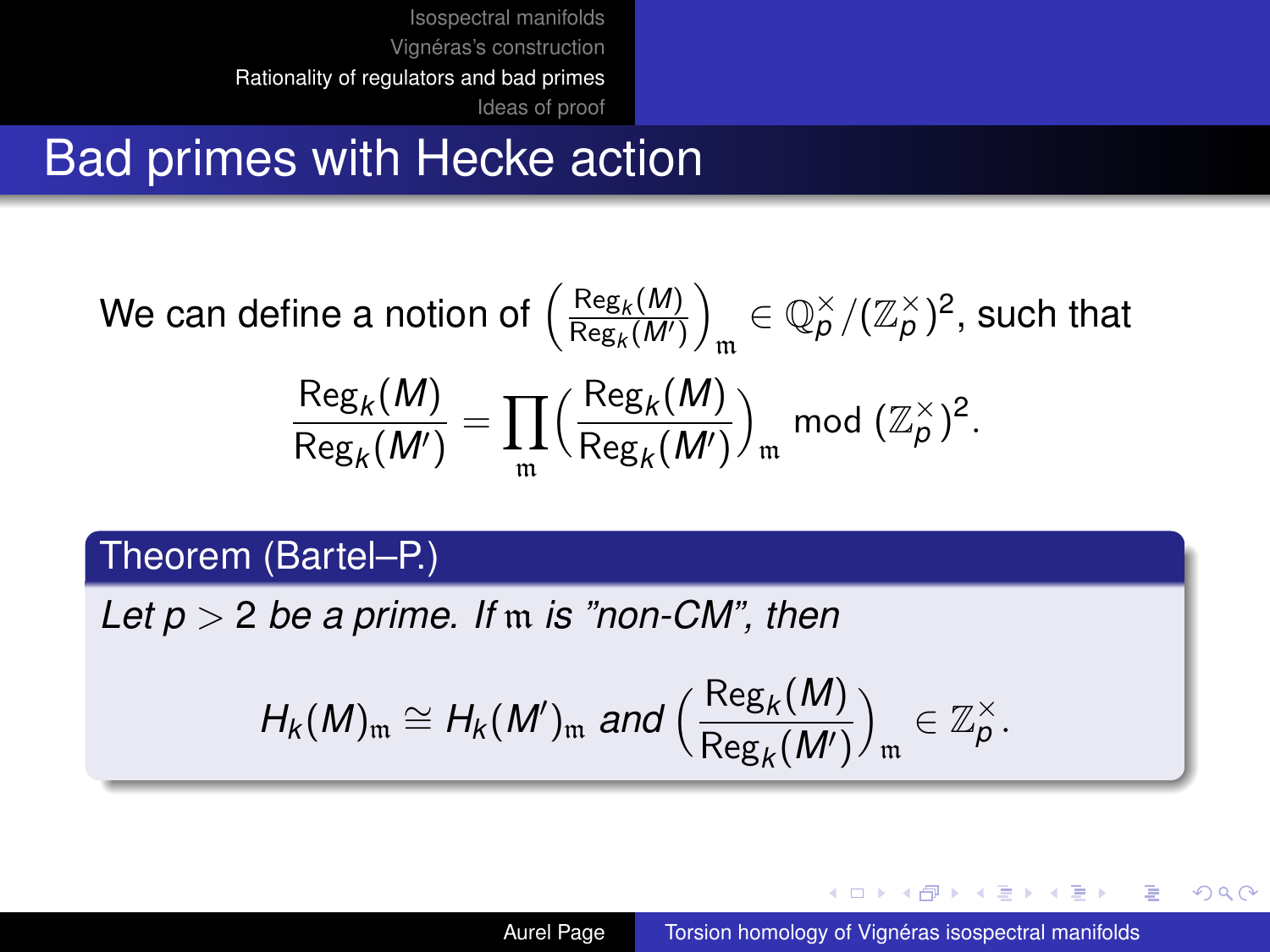# Bad primes with Hecke action

We can define a notion of $\left(\frac{\mathrm{Reg}_k(M)}{\mathrm{Reg}_k(M')}\right)_{\mathfrak{m}} \in \mathbb{Q}_p^\times/(\mathbb{Z}_p^\times)^2$, such that

$$\frac{\mathrm{Reg}_k(M)}{\mathrm{Reg}_k(M')} = \prod_{\mathfrak{m}} \left(\frac{\mathrm{Reg}_k(M)}{\mathrm{Reg}_k(M')}\right)_{\mathfrak{m}} \bmod (\mathbb{Z}_p^\times)^2.$$

**Theorem (Bartel–P.)**

*Let $p > 2$ be a prime. If $\mathfrak{m}$ is "non-CM", then*

$$H_k(M)_{\mathfrak{m}} \cong H_k(M')_{\mathfrak{m}} \text{ and } \left(\frac{\mathrm{Reg}_k(M)}{\mathrm{Reg}_k(M')}\right)_{\mathfrak{m}} \in \mathbb{Z}_p^\times.$$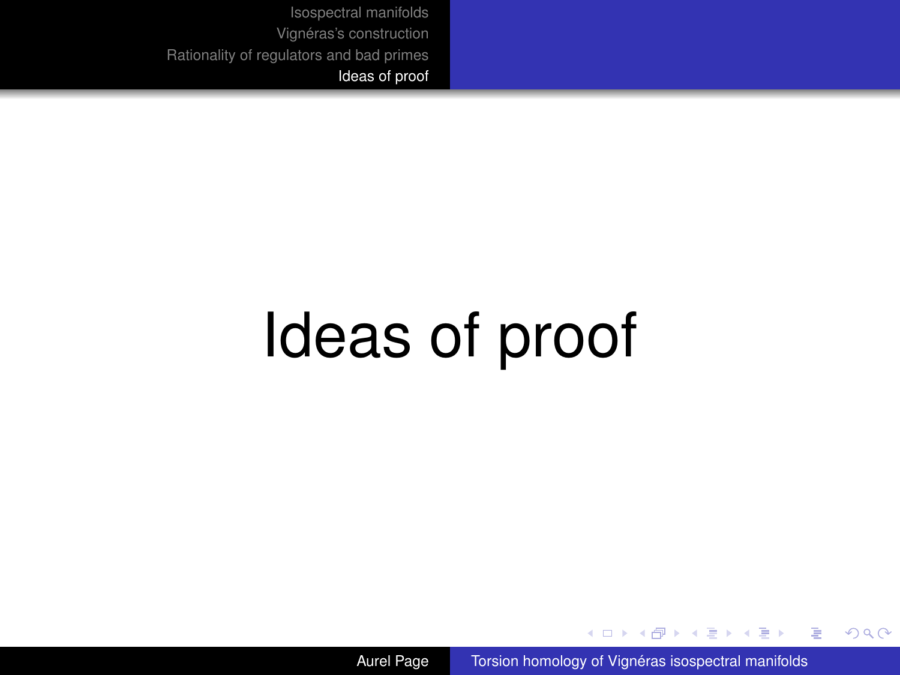# Ideas of proof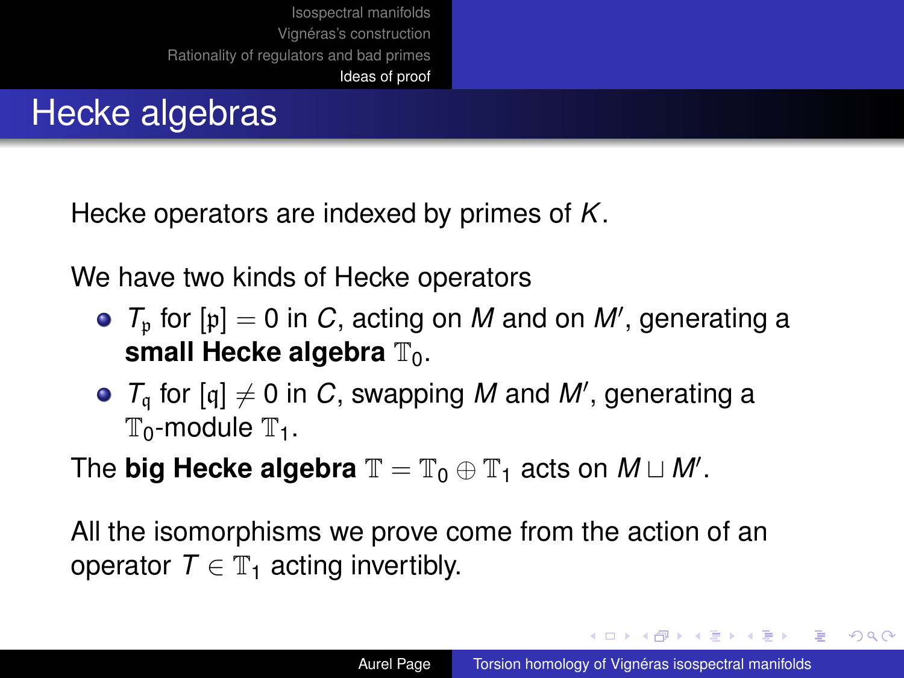# Hecke algebras

Hecke operators are indexed by primes of $K$.

We have two kinds of Hecke operators

- $T_{\mathfrak{p}}$ for $[\mathfrak{p}] = 0$ in $C$, acting on $M$ and on $M'$, generating a **small Hecke algebra** $\mathbb{T}_0$.
- $T_{\mathfrak{q}}$ for $[\mathfrak{q}] \neq 0$ in $C$, swapping $M$ and $M'$, generating a $\mathbb{T}_0$-module $\mathbb{T}_1$.

The **big Hecke algebra** $\mathbb{T} = \mathbb{T}_0 \oplus \mathbb{T}_1$ acts on $M \sqcup M'$.

All the isomorphisms we prove come from the action of an operator $T \in \mathbb{T}_1$ acting invertibly.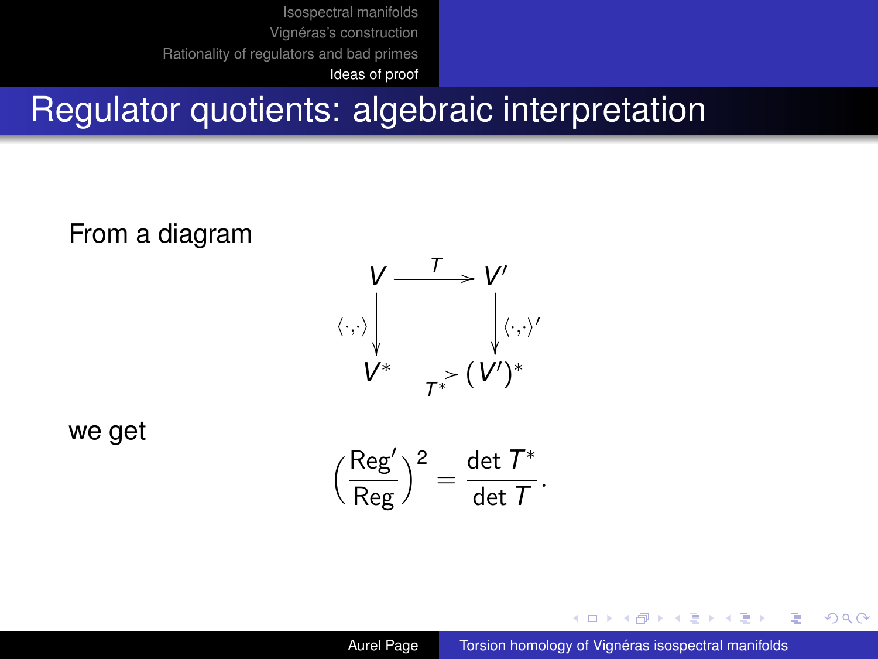# Regulator quotients: algebraic interpretation

From a diagram

$$\begin{array}{ccc} V & \xrightarrow{T} & V' \\ \downarrow{\scriptstyle \langle\cdot,\cdot\rangle} & & \downarrow{\scriptstyle \langle\cdot,\cdot\rangle'} \\ V^* & \xrightarrow[T^*]{} & (V')^* \end{array}$$

we get

$$\left(\frac{\mathrm{Reg}'}{\mathrm{Reg}}\right)^2 = \frac{\det T^*}{\det T}.$$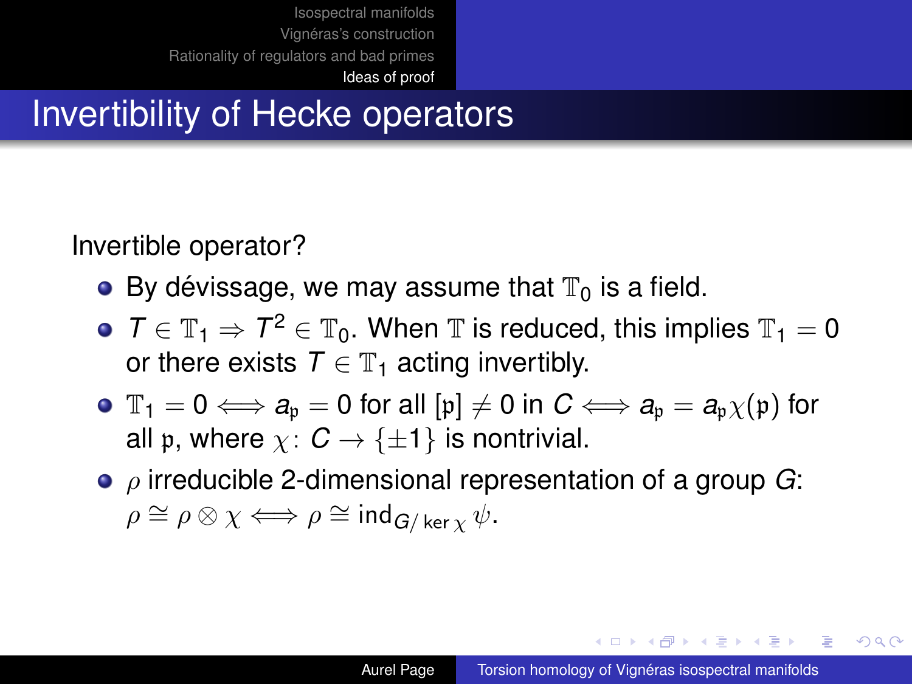# Invertibility of Hecke operators

Invertible operator?

- By dévissage, we may assume that $\mathbb{T}_0$ is a field.
- $T \in \mathbb{T}_1 \Rightarrow T^2 \in \mathbb{T}_0$. When $\mathbb{T}$ is reduced, this implies $\mathbb{T}_1 = 0$ or there exists $T \in \mathbb{T}_1$ acting invertibly.
- $\mathbb{T}_1 = 0 \iff a_\mathfrak{p} = 0$ for all $[\mathfrak{p}] \neq 0$ in $C \iff a_\mathfrak{p} = a_\mathfrak{p}\chi(\mathfrak{p})$ for all $\mathfrak{p}$, where $\chi \colon C \to \{\pm 1\}$ is nontrivial.
- $\rho$ irreducible 2-dimensional representation of a group $G$: $\rho \cong \rho \otimes \chi \iff \rho \cong \mathrm{ind}_{G/\ker\chi}\,\psi$.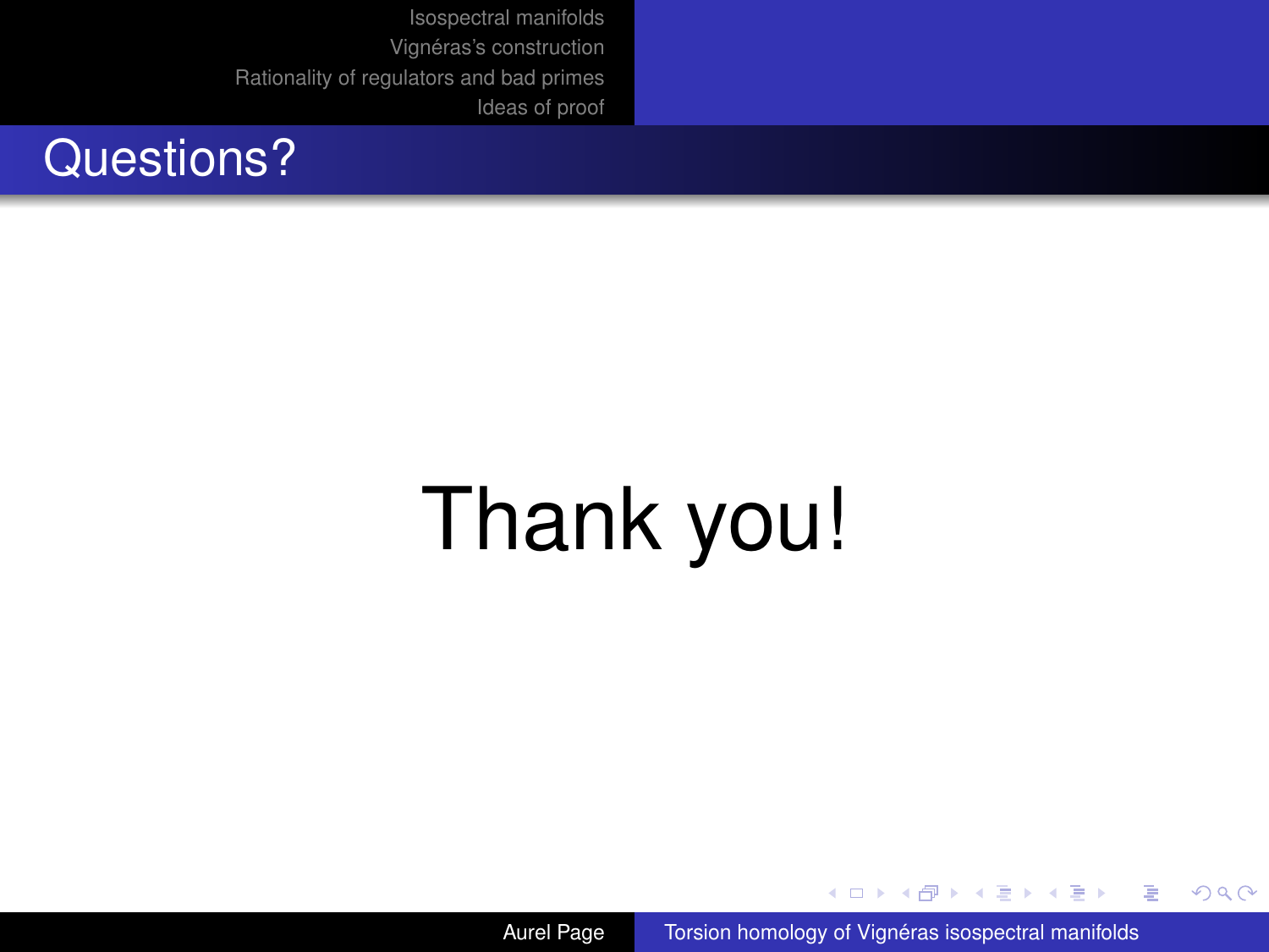# Questions?

Thank you!